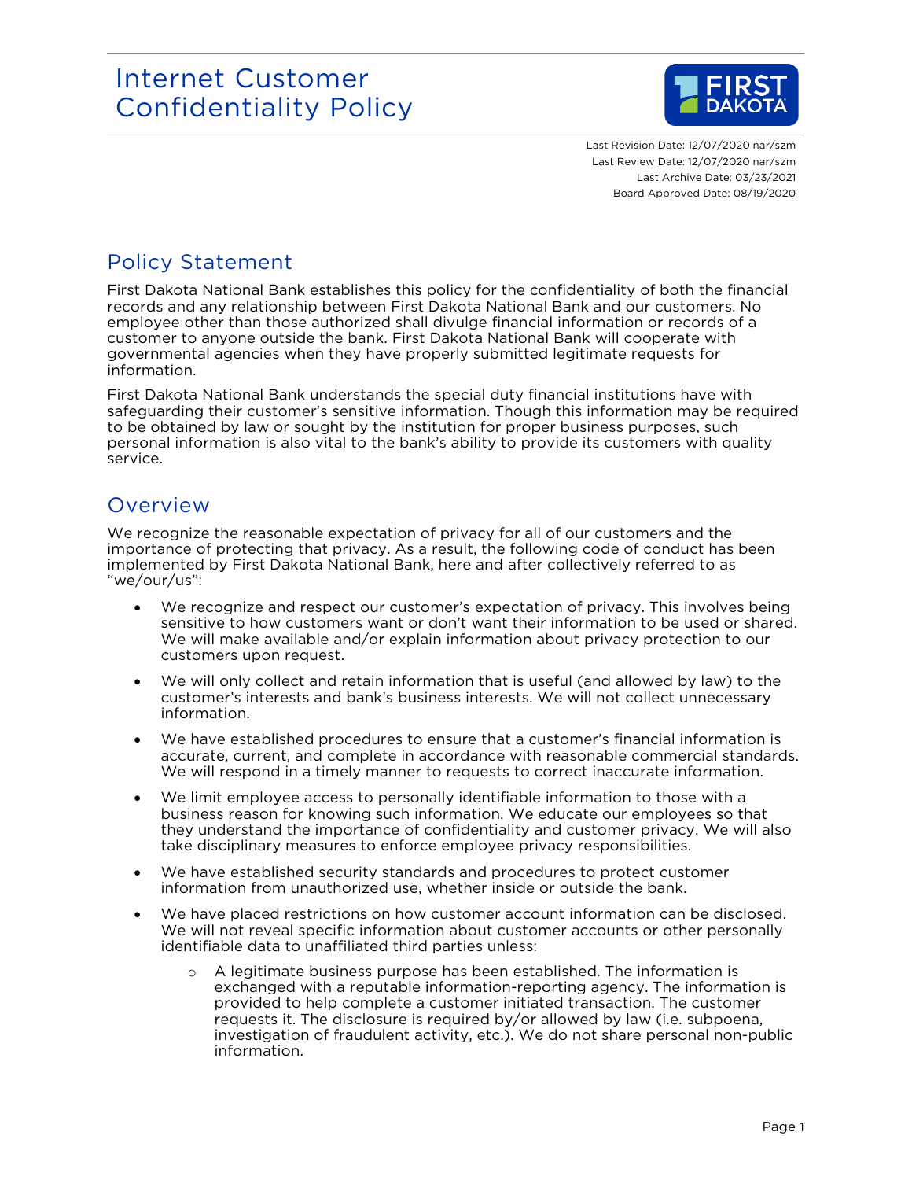# Internet Customer Confidentiality Policy

Last Revision Date: 12/07/2020 nar/szm
Last Review Date: 12/07/2020 nar/szm
Last Archive Date: 03/23/2021
Board Approved Date: 08/19/2020

## Policy Statement

First Dakota National Bank establishes this policy for the confidentiality of both the financial records and any relationship between First Dakota National Bank and our customers. No employee other than those authorized shall divulge financial information or records of a customer to anyone outside the bank. First Dakota National Bank will cooperate with governmental agencies when they have properly submitted legitimate requests for information.

First Dakota National Bank understands the special duty financial institutions have with safeguarding their customer's sensitive information. Though this information may be required to be obtained by law or sought by the institution for proper business purposes, such personal information is also vital to the bank's ability to provide its customers with quality service.

## Overview

We recognize the reasonable expectation of privacy for all of our customers and the importance of protecting that privacy. As a result, the following code of conduct has been implemented by First Dakota National Bank, here and after collectively referred to as "we/our/us":

- We recognize and respect our customer's expectation of privacy. This involves being sensitive to how customers want or don't want their information to be used or shared. We will make available and/or explain information about privacy protection to our customers upon request.
- We will only collect and retain information that is useful (and allowed by law) to the customer's interests and bank's business interests. We will not collect unnecessary information.
- We have established procedures to ensure that a customer's financial information is accurate, current, and complete in accordance with reasonable commercial standards. We will respond in a timely manner to requests to correct inaccurate information.
- We limit employee access to personally identifiable information to those with a business reason for knowing such information. We educate our employees so that they understand the importance of confidentiality and customer privacy. We will also take disciplinary measures to enforce employee privacy responsibilities.
- We have established security standards and procedures to protect customer information from unauthorized use, whether inside or outside the bank.
- We have placed restrictions on how customer account information can be disclosed. We will not reveal specific information about customer accounts or other personally identifiable data to unaffiliated third parties unless:
    - A legitimate business purpose has been established. The information is exchanged with a reputable information-reporting agency. The information is provided to help complete a customer initiated transaction. The customer requests it. The disclosure is required by/or allowed by law (i.e. subpoena, investigation of fraudulent activity, etc.). We do not share personal non-public information.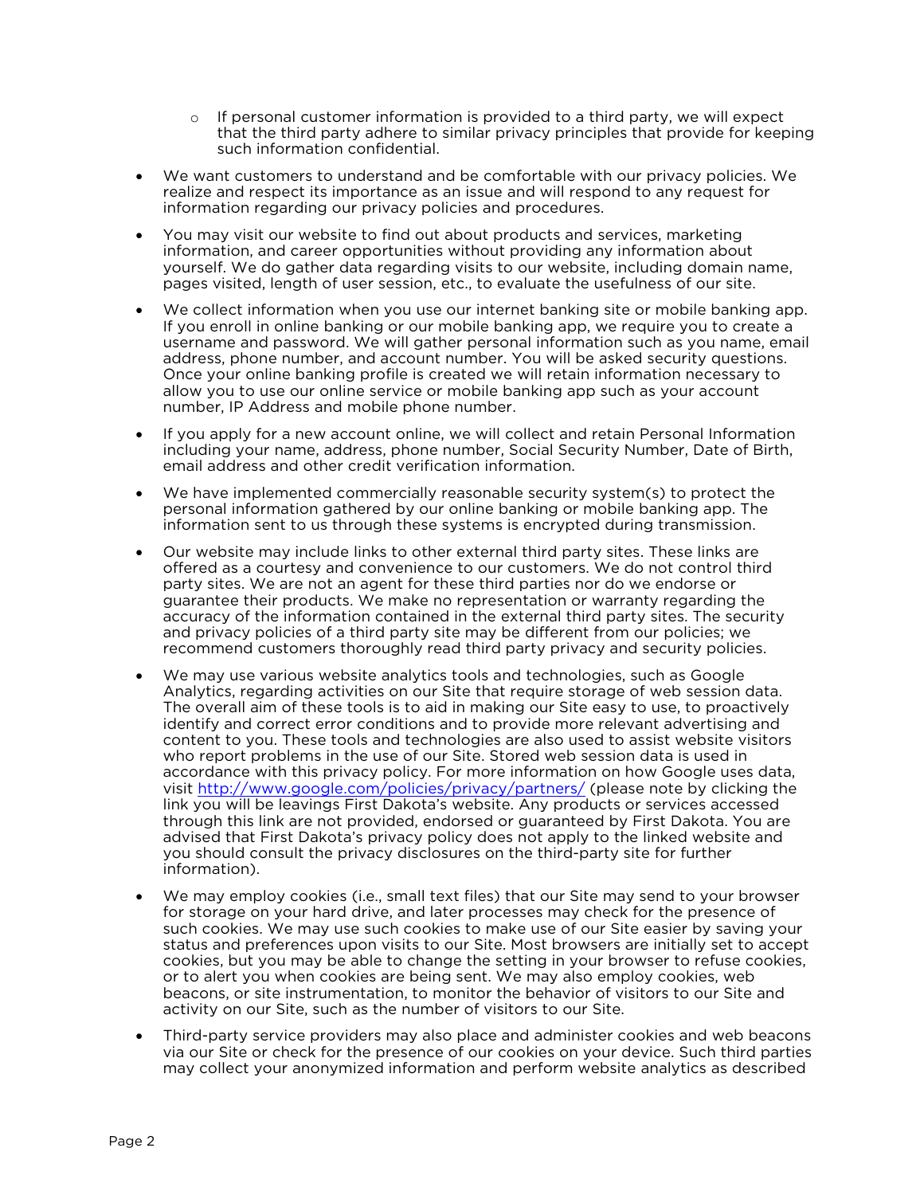- If personal customer information is provided to a third party, we will expect that the third party adhere to similar privacy principles that provide for keeping such information confidential.

- We want customers to understand and be comfortable with our privacy policies. We realize and respect its importance as an issue and will respond to any request for information regarding our privacy policies and procedures.

- You may visit our website to find out about products and services, marketing information, and career opportunities without providing any information about yourself. We do gather data regarding visits to our website, including domain name, pages visited, length of user session, etc., to evaluate the usefulness of our site.

- We collect information when you use our internet banking site or mobile banking app. If you enroll in online banking or our mobile banking app, we require you to create a username and password. We will gather personal information such as you name, email address, phone number, and account number. You will be asked security questions. Once your online banking profile is created we will retain information necessary to allow you to use our online service or mobile banking app such as your account number, IP Address and mobile phone number.

- If you apply for a new account online, we will collect and retain Personal Information including your name, address, phone number, Social Security Number, Date of Birth, email address and other credit verification information.

- We have implemented commercially reasonable security system(s) to protect the personal information gathered by our online banking or mobile banking app. The information sent to us through these systems is encrypted during transmission.

- Our website may include links to other external third party sites. These links are offered as a courtesy and convenience to our customers. We do not control third party sites. We are not an agent for these third parties nor do we endorse or guarantee their products. We make no representation or warranty regarding the accuracy of the information contained in the external third party sites. The security and privacy policies of a third party site may be different from our policies; we recommend customers thoroughly read third party privacy and security policies.

- We may use various website analytics tools and technologies, such as Google Analytics, regarding activities on our Site that require storage of web session data. The overall aim of these tools is to aid in making our Site easy to use, to proactively identify and correct error conditions and to provide more relevant advertising and content to you. These tools and technologies are also used to assist website visitors who report problems in the use of our Site. Stored web session data is used in accordance with this privacy policy. For more information on how Google uses data, visit [http://www.google.com/policies/privacy/partners/](http://www.google.com/policies/privacy/partners/) (please note by clicking the link you will be leavings First Dakota's website. Any products or services accessed through this link are not provided, endorsed or guaranteed by First Dakota. You are advised that First Dakota's privacy policy does not apply to the linked website and you should consult the privacy disclosures on the third-party site for further information).

- We may employ cookies (i.e., small text files) that our Site may send to your browser for storage on your hard drive, and later processes may check for the presence of such cookies. We may use such cookies to make use of our Site easier by saving your status and preferences upon visits to our Site. Most browsers are initially set to accept cookies, but you may be able to change the setting in your browser to refuse cookies, or to alert you when cookies are being sent. We may also employ cookies, web beacons, or site instrumentation, to monitor the behavior of visitors to our Site and activity on our Site, such as the number of visitors to our Site.

- Third-party service providers may also place and administer cookies and web beacons via our Site or check for the presence of our cookies on your device. Such third parties may collect your anonymized information and perform website analytics as described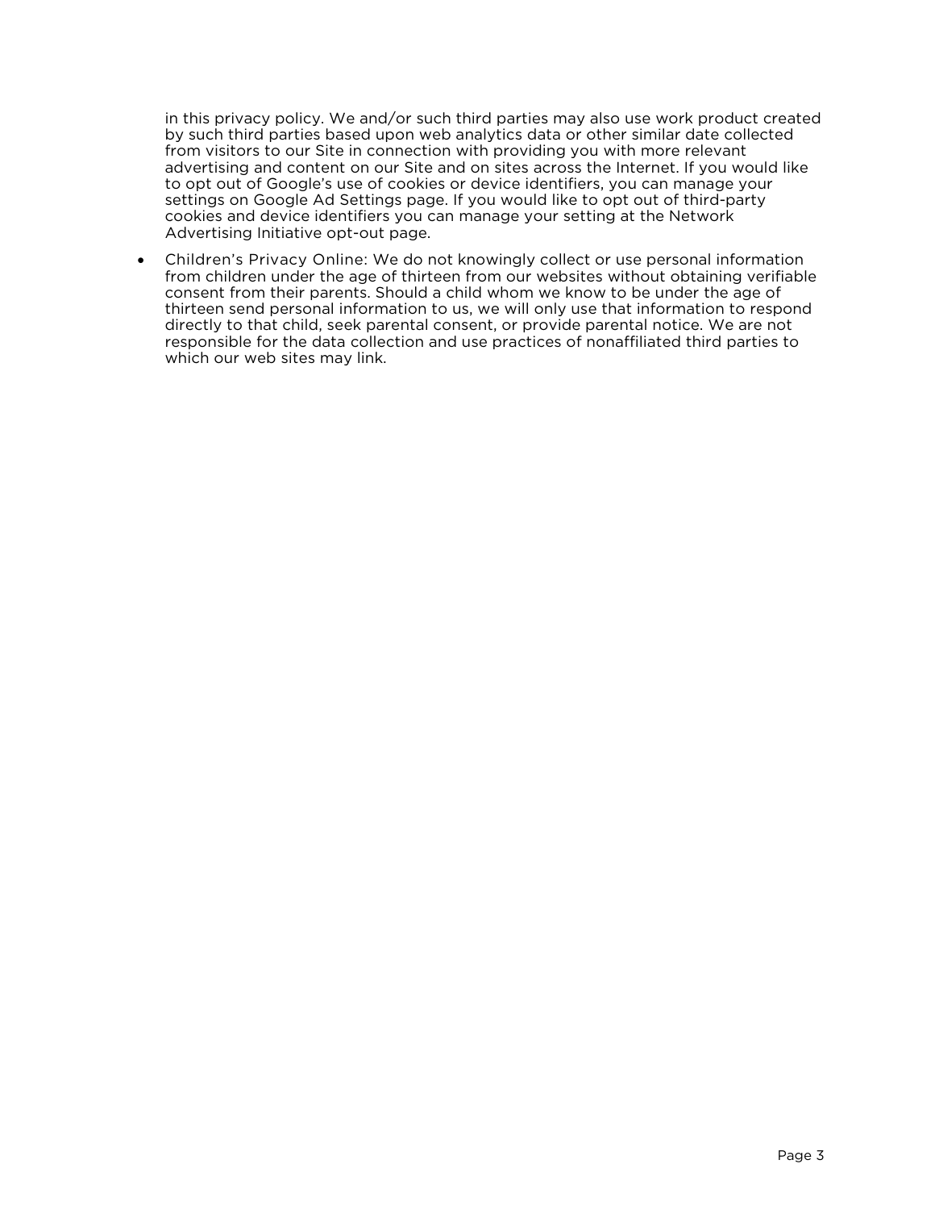in this privacy policy. We and/or such third parties may also use work product created by such third parties based upon web analytics data or other similar date collected from visitors to our Site in connection with providing you with more relevant advertising and content on our Site and on sites across the Internet. If you would like to opt out of Google's use of cookies or device identifiers, you can manage your settings on Google Ad Settings page. If you would like to opt out of third-party cookies and device identifiers you can manage your setting at the Network Advertising Initiative opt-out page.

- Children's Privacy Online: We do not knowingly collect or use personal information from children under the age of thirteen from our websites without obtaining verifiable consent from their parents. Should a child whom we know to be under the age of thirteen send personal information to us, we will only use that information to respond directly to that child, seek parental consent, or provide parental notice. We are not responsible for the data collection and use practices of nonaffiliated third parties to which our web sites may link.